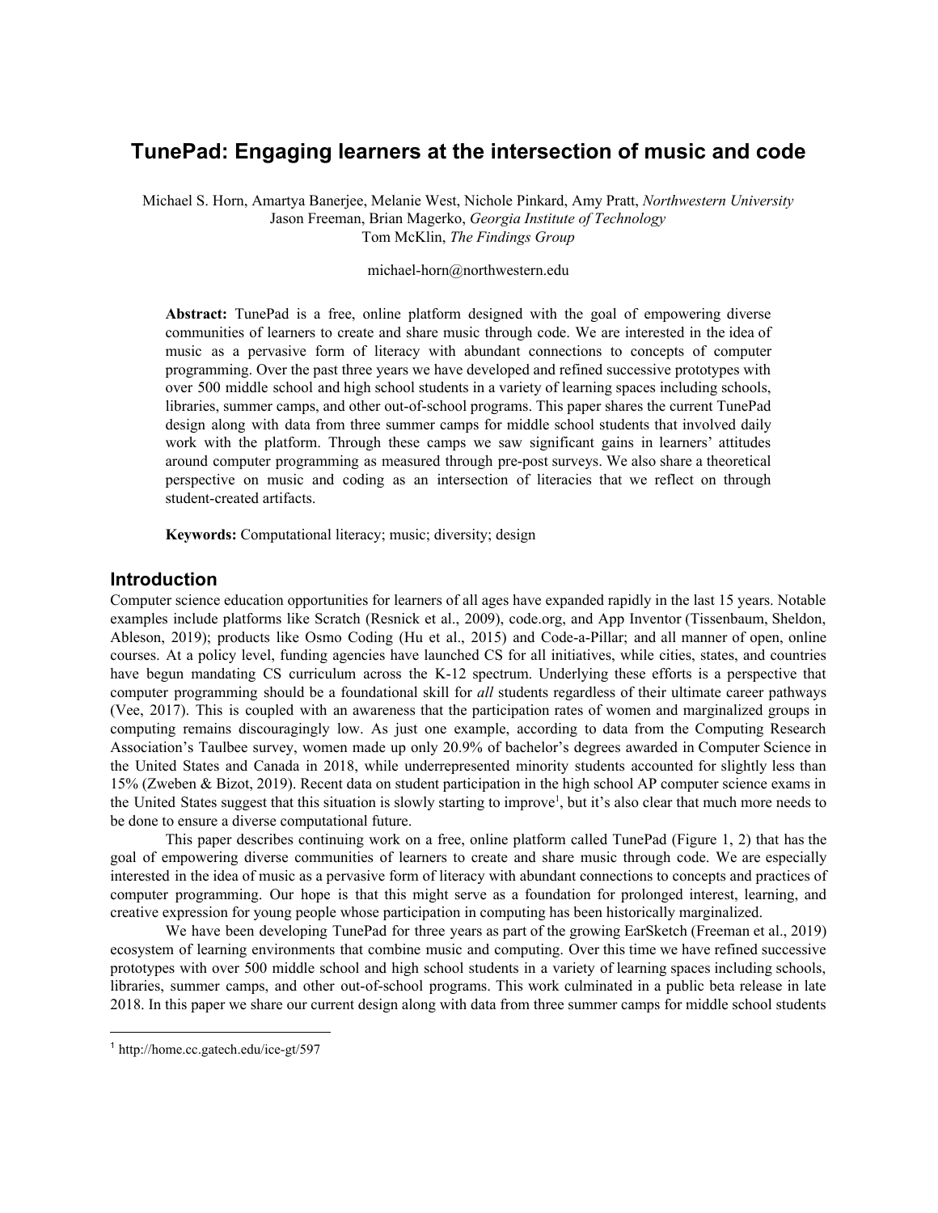# TunePad: Engaging learners at the intersection of music and code

Michael S. Horn, Amartya Banerjee, Melanie West, Nichole Pinkard, Amy Pratt, *Northwestern University*
Jason Freeman, Brian Magerko, *Georgia Institute of Technology*
Tom McKlin, *The Findings Group*

michael-horn@northwestern.edu

**Abstract:** TunePad is a free, online platform designed with the goal of empowering diverse communities of learners to create and share music through code. We are interested in the idea of music as a pervasive form of literacy with abundant connections to concepts of computer programming. Over the past three years we have developed and refined successive prototypes with over 500 middle school and high school students in a variety of learning spaces including schools, libraries, summer camps, and other out-of-school programs. This paper shares the current TunePad design along with data from three summer camps for middle school students that involved daily work with the platform. Through these camps we saw significant gains in learners' attitudes around computer programming as measured through pre-post surveys. We also share a theoretical perspective on music and coding as an intersection of literacies that we reflect on through student-created artifacts.

**Keywords:** Computational literacy; music; diversity; design

## Introduction

Computer science education opportunities for learners of all ages have expanded rapidly in the last 15 years. Notable examples include platforms like Scratch (Resnick et al., 2009), code.org, and App Inventor (Tissenbaum, Sheldon, Ableson, 2019); products like Osmo Coding (Hu et al., 2015) and Code-a-Pillar; and all manner of open, online courses. At a policy level, funding agencies have launched CS for all initiatives, while cities, states, and countries have begun mandating CS curriculum across the K-12 spectrum. Underlying these efforts is a perspective that computer programming should be a foundational skill for *all* students regardless of their ultimate career pathways (Vee, 2017). This is coupled with an awareness that the participation rates of women and marginalized groups in computing remains discouragingly low. As just one example, according to data from the Computing Research Association's Taulbee survey, women made up only 20.9% of bachelor's degrees awarded in Computer Science in the United States and Canada in 2018, while underrepresented minority students accounted for slightly less than 15% (Zweben & Bizot, 2019). Recent data on student participation in the high school AP computer science exams in the United States suggest that this situation is slowly starting to improve[1], but it's also clear that much more needs to be done to ensure a diverse computational future.

This paper describes continuing work on a free, online platform called TunePad (Figure 1, 2) that has the goal of empowering diverse communities of learners to create and share music through code. We are especially interested in the idea of music as a pervasive form of literacy with abundant connections to concepts and practices of computer programming. Our hope is that this might serve as a foundation for prolonged interest, learning, and creative expression for young people whose participation in computing has been historically marginalized.

We have been developing TunePad for three years as part of the growing EarSketch (Freeman et al., 2019) ecosystem of learning environments that combine music and computing. Over this time we have refined successive prototypes with over 500 middle school and high school students in a variety of learning spaces including schools, libraries, summer camps, and other out-of-school programs. This work culminated in a public beta release in late 2018. In this paper we share our current design along with data from three summer camps for middle school students

[1] http://home.cc.gatech.edu/ice-gt/597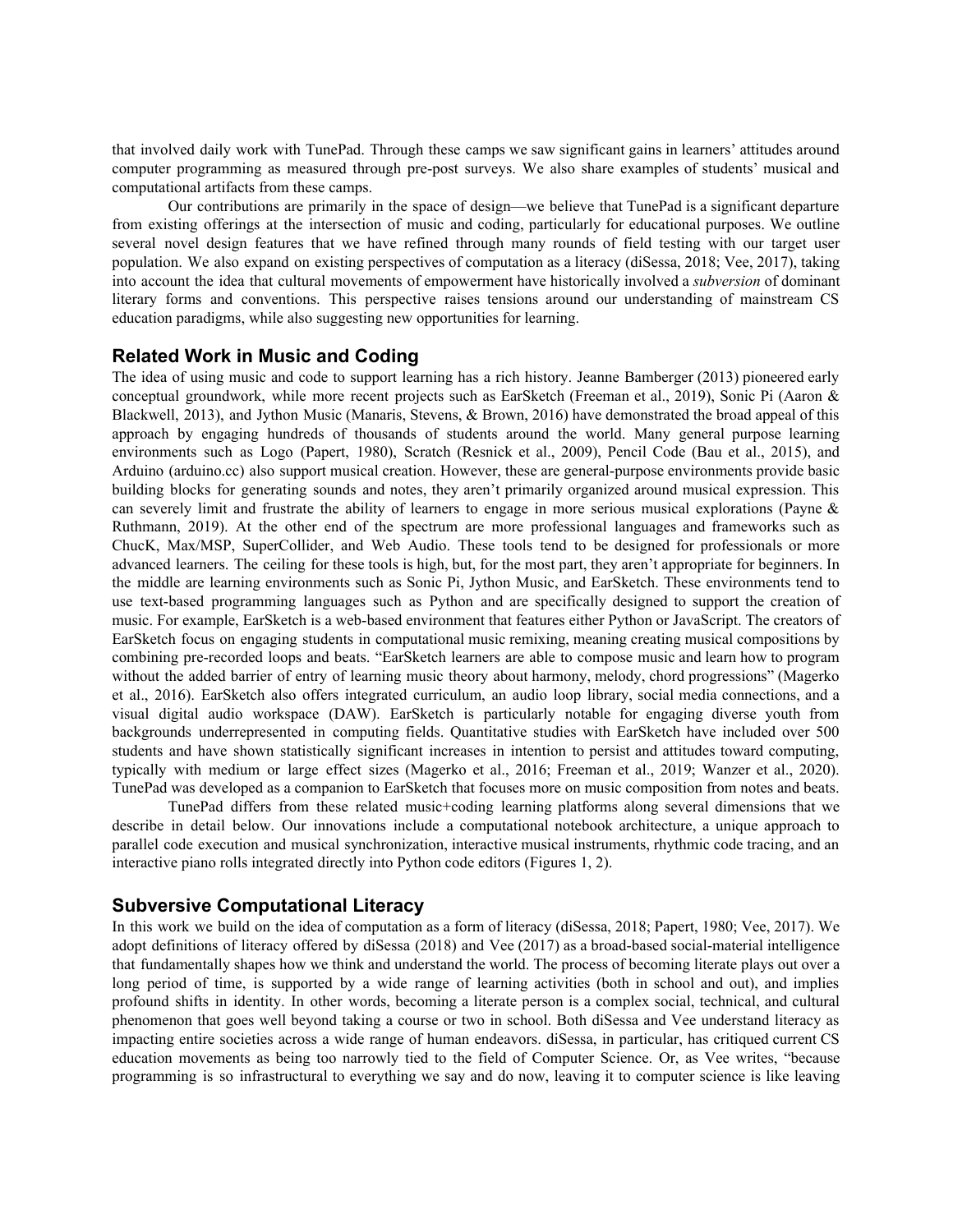that involved daily work with TunePad. Through these camps we saw significant gains in learners' attitudes around computer programming as measured through pre-post surveys. We also share examples of students' musical and computational artifacts from these camps.

Our contributions are primarily in the space of design—we believe that TunePad is a significant departure from existing offerings at the intersection of music and coding, particularly for educational purposes. We outline several novel design features that we have refined through many rounds of field testing with our target user population. We also expand on existing perspectives of computation as a literacy (diSessa, 2018; Vee, 2017), taking into account the idea that cultural movements of empowerment have historically involved a *subversion* of dominant literary forms and conventions. This perspective raises tensions around our understanding of mainstream CS education paradigms, while also suggesting new opportunities for learning.

## Related Work in Music and Coding

The idea of using music and code to support learning has a rich history. Jeanne Bamberger (2013) pioneered early conceptual groundwork, while more recent projects such as EarSketch (Freeman et al., 2019), Sonic Pi (Aaron & Blackwell, 2013), and Jython Music (Manaris, Stevens, & Brown, 2016) have demonstrated the broad appeal of this approach by engaging hundreds of thousands of students around the world. Many general purpose learning environments such as Logo (Papert, 1980), Scratch (Resnick et al., 2009), Pencil Code (Bau et al., 2015), and Arduino (arduino.cc) also support musical creation. However, these are general-purpose environments provide basic building blocks for generating sounds and notes, they aren't primarily organized around musical expression. This can severely limit and frustrate the ability of learners to engage in more serious musical explorations (Payne & Ruthmann, 2019). At the other end of the spectrum are more professional languages and frameworks such as ChucK, Max/MSP, SuperCollider, and Web Audio. These tools tend to be designed for professionals or more advanced learners. The ceiling for these tools is high, but, for the most part, they aren't appropriate for beginners. In the middle are learning environments such as Sonic Pi, Jython Music, and EarSketch. These environments tend to use text-based programming languages such as Python and are specifically designed to support the creation of music. For example, EarSketch is a web-based environment that features either Python or JavaScript. The creators of EarSketch focus on engaging students in computational music remixing, meaning creating musical compositions by combining pre-recorded loops and beats. "EarSketch learners are able to compose music and learn how to program without the added barrier of entry of learning music theory about harmony, melody, chord progressions" (Magerko et al., 2016). EarSketch also offers integrated curriculum, an audio loop library, social media connections, and a visual digital audio workspace (DAW). EarSketch is particularly notable for engaging diverse youth from backgrounds underrepresented in computing fields. Quantitative studies with EarSketch have included over 500 students and have shown statistically significant increases in intention to persist and attitudes toward computing, typically with medium or large effect sizes (Magerko et al., 2016; Freeman et al., 2019; Wanzer et al., 2020). TunePad was developed as a companion to EarSketch that focuses more on music composition from notes and beats.

TunePad differs from these related music+coding learning platforms along several dimensions that we describe in detail below. Our innovations include a computational notebook architecture, a unique approach to parallel code execution and musical synchronization, interactive musical instruments, rhythmic code tracing, and an interactive piano rolls integrated directly into Python code editors (Figures 1, 2).

## Subversive Computational Literacy

In this work we build on the idea of computation as a form of literacy (diSessa, 2018; Papert, 1980; Vee, 2017). We adopt definitions of literacy offered by diSessa (2018) and Vee (2017) as a broad-based social-material intelligence that fundamentally shapes how we think and understand the world. The process of becoming literate plays out over a long period of time, is supported by a wide range of learning activities (both in school and out), and implies profound shifts in identity. In other words, becoming a literate person is a complex social, technical, and cultural phenomenon that goes well beyond taking a course or two in school. Both diSessa and Vee understand literacy as impacting entire societies across a wide range of human endeavors. diSessa, in particular, has critiqued current CS education movements as being too narrowly tied to the field of Computer Science. Or, as Vee writes, "because programming is so infrastructural to everything we say and do now, leaving it to computer science is like leaving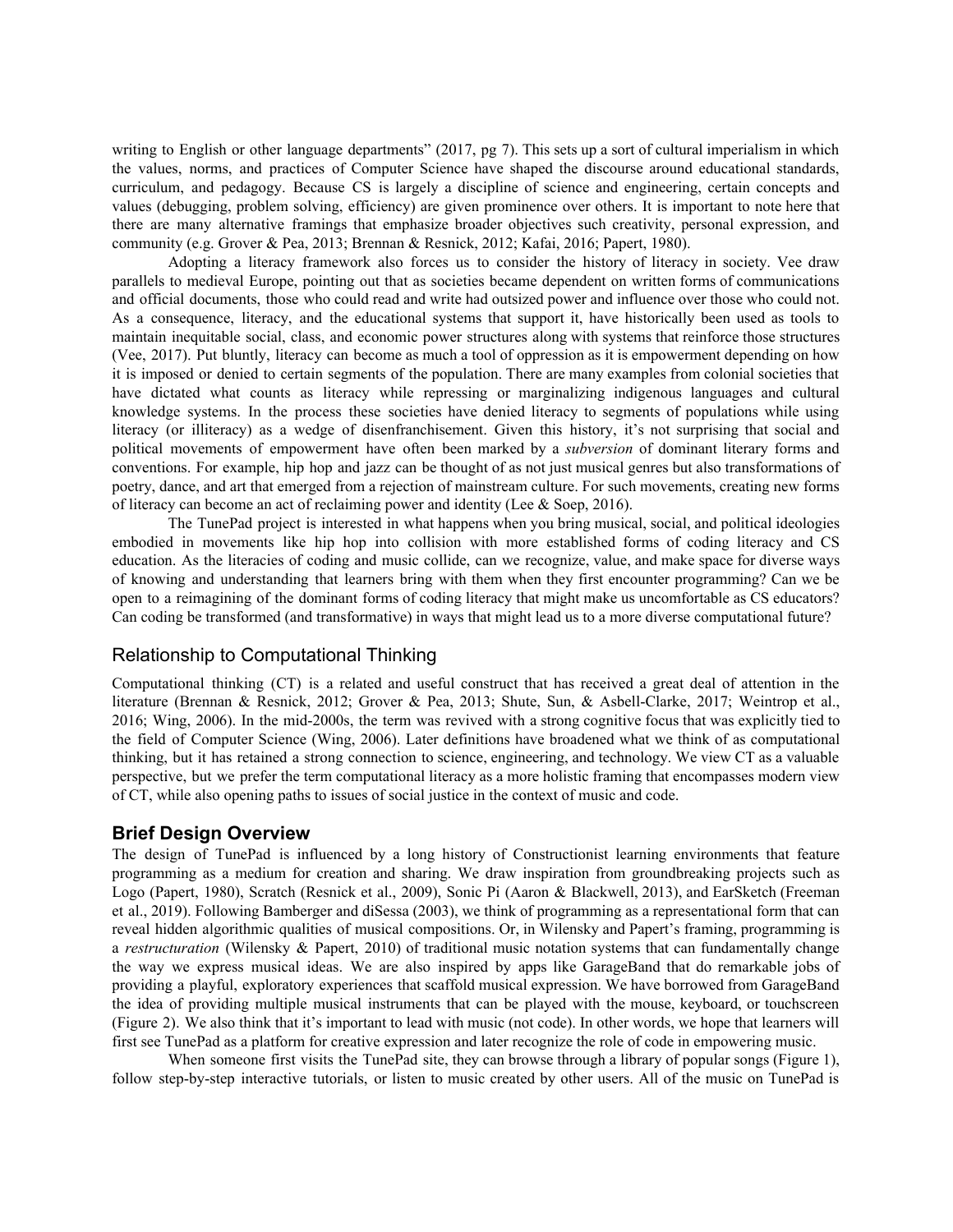writing to English or other language departments" (2017, pg 7). This sets up a sort of cultural imperialism in which the values, norms, and practices of Computer Science have shaped the discourse around educational standards, curriculum, and pedagogy. Because CS is largely a discipline of science and engineering, certain concepts and values (debugging, problem solving, efficiency) are given prominence over others. It is important to note here that there are many alternative framings that emphasize broader objectives such creativity, personal expression, and community (e.g. Grover & Pea, 2013; Brennan & Resnick, 2012; Kafai, 2016; Papert, 1980).

Adopting a literacy framework also forces us to consider the history of literacy in society. Vee draw parallels to medieval Europe, pointing out that as societies became dependent on written forms of communications and official documents, those who could read and write had outsized power and influence over those who could not. As a consequence, literacy, and the educational systems that support it, have historically been used as tools to maintain inequitable social, class, and economic power structures along with systems that reinforce those structures (Vee, 2017). Put bluntly, literacy can become as much a tool of oppression as it is empowerment depending on how it is imposed or denied to certain segments of the population. There are many examples from colonial societies that have dictated what counts as literacy while repressing or marginalizing indigenous languages and cultural knowledge systems. In the process these societies have denied literacy to segments of populations while using literacy (or illiteracy) as a wedge of disenfranchisement. Given this history, it's not surprising that social and political movements of empowerment have often been marked by a *subversion* of dominant literary forms and conventions. For example, hip hop and jazz can be thought of as not just musical genres but also transformations of poetry, dance, and art that emerged from a rejection of mainstream culture. For such movements, creating new forms of literacy can become an act of reclaiming power and identity (Lee & Soep, 2016).

The TunePad project is interested in what happens when you bring musical, social, and political ideologies embodied in movements like hip hop into collision with more established forms of coding literacy and CS education. As the literacies of coding and music collide, can we recognize, value, and make space for diverse ways of knowing and understanding that learners bring with them when they first encounter programming? Can we be open to a reimagining of the dominant forms of coding literacy that might make us uncomfortable as CS educators? Can coding be transformed (and transformative) in ways that might lead us to a more diverse computational future?

### Relationship to Computational Thinking

Computational thinking (CT) is a related and useful construct that has received a great deal of attention in the literature (Brennan & Resnick, 2012; Grover & Pea, 2013; Shute, Sun, & Asbell-Clarke, 2017; Weintrop et al., 2016; Wing, 2006). In the mid-2000s, the term was revived with a strong cognitive focus that was explicitly tied to the field of Computer Science (Wing, 2006). Later definitions have broadened what we think of as computational thinking, but it has retained a strong connection to science, engineering, and technology. We view CT as a valuable perspective, but we prefer the term computational literacy as a more holistic framing that encompasses modern view of CT, while also opening paths to issues of social justice in the context of music and code.

## Brief Design Overview

The design of TunePad is influenced by a long history of Constructionist learning environments that feature programming as a medium for creation and sharing. We draw inspiration from groundbreaking projects such as Logo (Papert, 1980), Scratch (Resnick et al., 2009), Sonic Pi (Aaron & Blackwell, 2013), and EarSketch (Freeman et al., 2019). Following Bamberger and diSessa (2003), we think of programming as a representational form that can reveal hidden algorithmic qualities of musical compositions. Or, in Wilensky and Papert's framing, programming is a *restructuration* (Wilensky & Papert, 2010) of traditional music notation systems that can fundamentally change the way we express musical ideas. We are also inspired by apps like GarageBand that do remarkable jobs of providing a playful, exploratory experiences that scaffold musical expression. We have borrowed from GarageBand the idea of providing multiple musical instruments that can be played with the mouse, keyboard, or touchscreen (Figure 2). We also think that it's important to lead with music (not code). In other words, we hope that learners will first see TunePad as a platform for creative expression and later recognize the role of code in empowering music.

When someone first visits the TunePad site, they can browse through a library of popular songs (Figure 1), follow step-by-step interactive tutorials, or listen to music created by other users. All of the music on TunePad is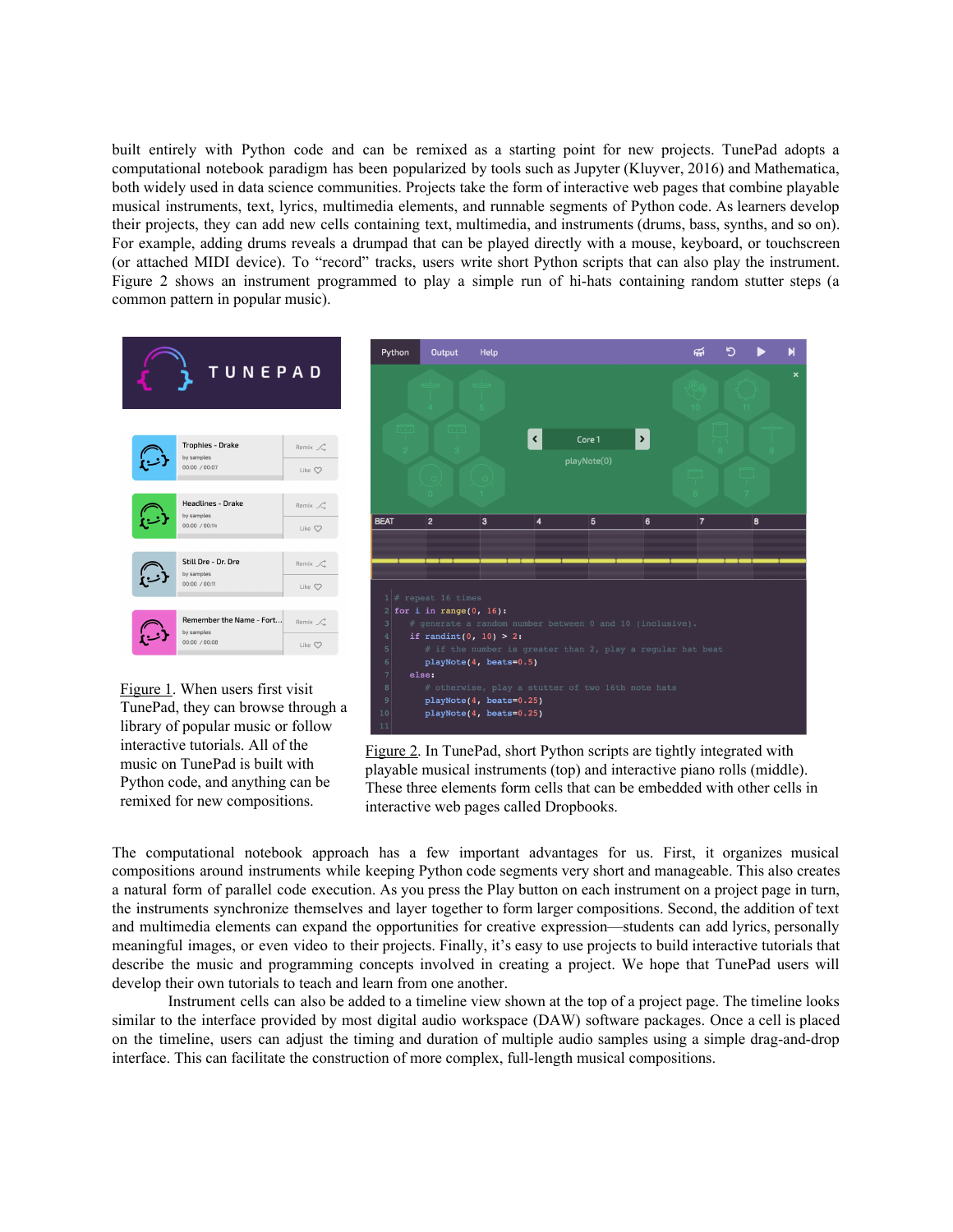built entirely with Python code and can be remixed as a starting point for new projects. TunePad adopts a computational notebook paradigm has been popularized by tools such as Jupyter (Kluyver, 2016) and Mathematica, both widely used in data science communities. Projects take the form of interactive web pages that combine playable musical instruments, text, lyrics, multimedia elements, and runnable segments of Python code. As learners develop their projects, they can add new cells containing text, multimedia, and instruments (drums, bass, synths, and so on). For example, adding drums reveals a drumpad that can be played directly with a mouse, keyboard, or touchscreen (or attached MIDI device). To "record" tracks, users write short Python scripts that can also play the instrument. Figure 2 shows an instrument programmed to play a simple run of hi-hats containing random stutter steps (a common pattern in popular music).

Figure 1. When users first visit TunePad, they can browse through a library of popular music or follow interactive tutorials. All of the music on TunePad is built with Python code, and anything can be remixed for new compositions.

```
# repeat 16 times
for i in range(0, 16):
    # generate a random number between 0 and 10 (inclusive).
    if randint(0, 10) > 2:
        # if the number is greater than 2, play a regular hat beat
        playNote(4, beats=0.5)
    else:
        # otherwise, play a stutter of two 16th note hats
        playNote(4, beats=0.25)
        playNote(4, beats=0.25)
```

Figure 2. In TunePad, short Python scripts are tightly integrated with playable musical instruments (top) and interactive piano rolls (middle). These three elements form cells that can be embedded with other cells in interactive web pages called Dropbooks.

The computational notebook approach has a few important advantages for us. First, it organizes musical compositions around instruments while keeping Python code segments very short and manageable. This also creates a natural form of parallel code execution. As you press the Play button on each instrument on a project page in turn, the instruments synchronize themselves and layer together to form larger compositions. Second, the addition of text and multimedia elements can expand the opportunities for creative expression—students can add lyrics, personally meaningful images, or even video to their projects. Finally, it's easy to use projects to build interactive tutorials that describe the music and programming concepts involved in creating a project. We hope that TunePad users will develop their own tutorials to teach and learn from one another.

Instrument cells can also be added to a timeline view shown at the top of a project page. The timeline looks similar to the interface provided by most digital audio workspace (DAW) software packages. Once a cell is placed on the timeline, users can adjust the timing and duration of multiple audio samples using a simple drag-and-drop interface. This can facilitate the construction of more complex, full-length musical compositions.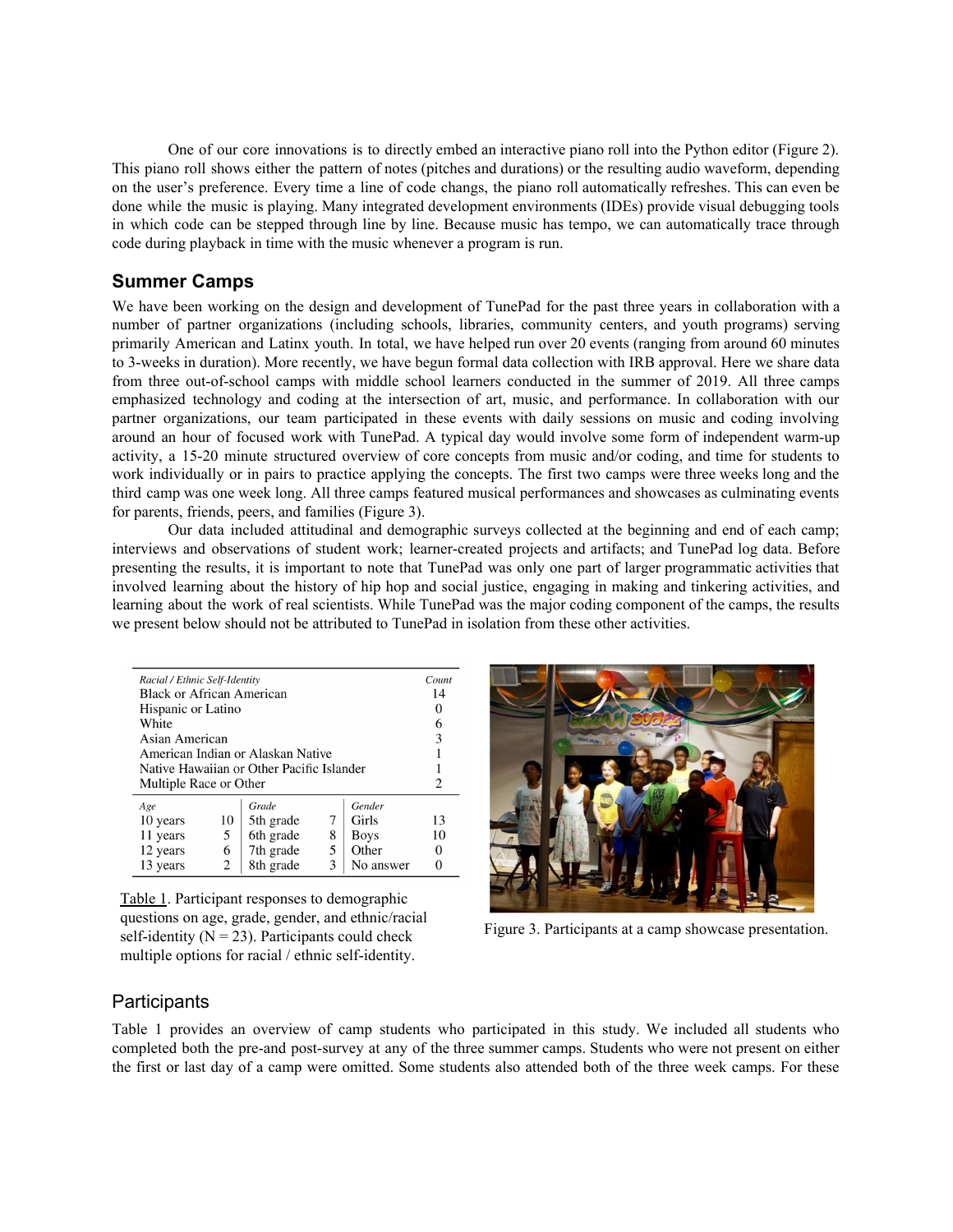One of our core innovations is to directly embed an interactive piano roll into the Python editor (Figure 2). This piano roll shows either the pattern of notes (pitches and durations) or the resulting audio waveform, depending on the user's preference. Every time a line of code changs, the piano roll automatically refreshes. This can even be done while the music is playing. Many integrated development environments (IDEs) provide visual debugging tools in which code can be stepped through line by line. Because music has tempo, we can automatically trace through code during playback in time with the music whenever a program is run.

## Summer Camps

We have been working on the design and development of TunePad for the past three years in collaboration with a number of partner organizations (including schools, libraries, community centers, and youth programs) serving primarily American and Latinx youth. In total, we have helped run over 20 events (ranging from around 60 minutes to 3-weeks in duration). More recently, we have begun formal data collection with IRB approval. Here we share data from three out-of-school camps with middle school learners conducted in the summer of 2019. All three camps emphasized technology and coding at the intersection of art, music, and performance. In collaboration with our partner organizations, our team participated in these events with daily sessions on music and coding involving around an hour of focused work with TunePad. A typical day would involve some form of independent warm-up activity, a 15-20 minute structured overview of core concepts from music and/or coding, and time for students to work individually or in pairs to practice applying the concepts. The first two camps were three weeks long and the third camp was one week long. All three camps featured musical performances and showcases as culminating events for parents, friends, peers, and families (Figure 3).

Our data included attitudinal and demographic surveys collected at the beginning and end of each camp; interviews and observations of student work; learner-created projects and artifacts; and TunePad log data. Before presenting the results, it is important to note that TunePad was only one part of larger programmatic activities that involved learning about the history of hip hop and social justice, engaging in making and tinkering activities, and learning about the work of real scientists. While TunePad was the major coding component of the camps, the results we present below should not be attributed to TunePad in isolation from these other activities.

| *Racial / Ethnic Self-Identity* | *Count* |
|---|---|
| Black or African American | 14 |
| Hispanic or Latino | 0 |
| White | 6 |
| Asian American | 3 |
| American Indian or Alaskan Native | 1 |
| Native Hawaiian or Other Pacific Islander | 1 |
| Multiple Race or Other | 2 |

| *Age* | | *Grade* | | *Gender* | |
|---|---|---|---|---|---|
| 10 years | 10 | 5th grade | 7 | Girls | 13 |
| 11 years | 5 | 6th grade | 8 | Boys | 10 |
| 12 years | 6 | 7th grade | 5 | Other | 0 |
| 13 years | 2 | 8th grade | 3 | No answer | 0 |

Table 1. Participant responses to demographic questions on age, grade, gender, and ethnic/racial self-identity (N = 23). Participants could check multiple options for racial / ethnic self-identity.

Figure 3. Participants at a camp showcase presentation.

## Participants

Table 1 provides an overview of camp students who participated in this study. We included all students who completed both the pre-and post-survey at any of the three summer camps. Students who were not present on either the first or last day of a camp were omitted. Some students also attended both of the three week camps. For these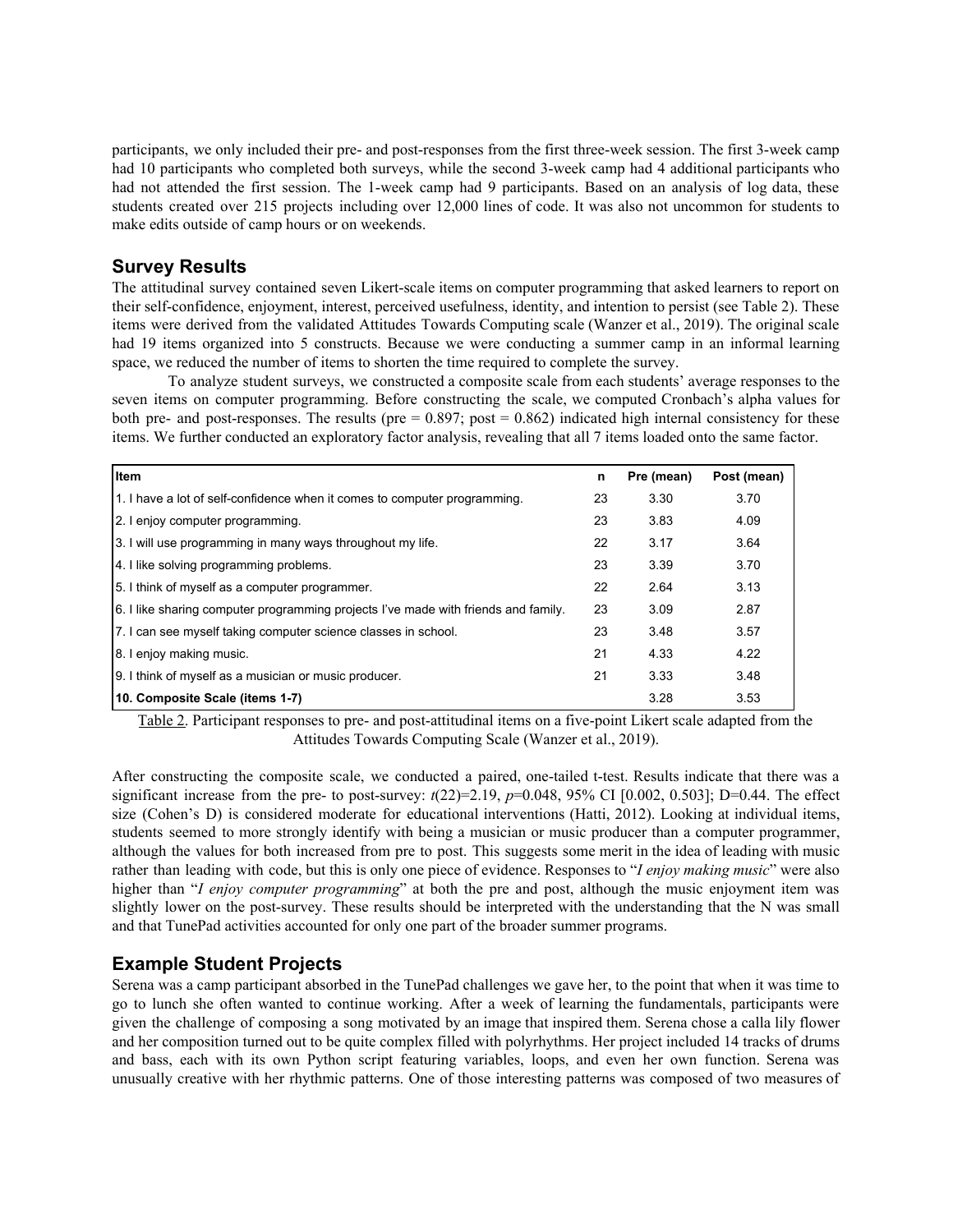participants, we only included their pre- and post-responses from the first three-week session. The first 3-week camp had 10 participants who completed both surveys, while the second 3-week camp had 4 additional participants who had not attended the first session. The 1-week camp had 9 participants. Based on an analysis of log data, these students created over 215 projects including over 12,000 lines of code. It was also not uncommon for students to make edits outside of camp hours or on weekends.

## Survey Results

The attitudinal survey contained seven Likert-scale items on computer programming that asked learners to report on their self-confidence, enjoyment, interest, perceived usefulness, identity, and intention to persist (see Table 2). These items were derived from the validated Attitudes Towards Computing scale (Wanzer et al., 2019). The original scale had 19 items organized into 5 constructs. Because we were conducting a summer camp in an informal learning space, we reduced the number of items to shorten the time required to complete the survey.

To analyze student surveys, we constructed a composite scale from each students' average responses to the seven items on computer programming. Before constructing the scale, we computed Cronbach's alpha values for both pre- and post-responses. The results (pre = 0.897; post = 0.862) indicated high internal consistency for these items. We further conducted an exploratory factor analysis, revealing that all 7 items loaded onto the same factor.

| Item | n | Pre (mean) | Post (mean) |
|---|---|---|---|
| 1. I have a lot of self-confidence when it comes to computer programming. | 23 | 3.30 | 3.70 |
| 2. I enjoy computer programming. | 23 | 3.83 | 4.09 |
| 3. I will use programming in many ways throughout my life. | 22 | 3.17 | 3.64 |
| 4. I like solving programming problems. | 23 | 3.39 | 3.70 |
| 5. I think of myself as a computer programmer. | 22 | 2.64 | 3.13 |
| 6. I like sharing computer programming projects I've made with friends and family. | 23 | 3.09 | 2.87 |
| 7. I can see myself taking computer science classes in school. | 23 | 3.48 | 3.57 |
| 8. I enjoy making music. | 21 | 4.33 | 4.22 |
| 9. I think of myself as a musician or music producer. | 21 | 3.33 | 3.48 |
| **10. Composite Scale (items 1-7)** | | 3.28 | 3.53 |

Table 2. Participant responses to pre- and post-attitudinal items on a five-point Likert scale adapted from the Attitudes Towards Computing Scale (Wanzer et al., 2019).

After constructing the composite scale, we conducted a paired, one-tailed t-test. Results indicate that there was a significant increase from the pre- to post-survey: $t(22)=2.19$, $p=0.048$, 95% CI [0.002, 0.503]; D=0.44. The effect size (Cohen's D) is considered moderate for educational interventions (Hatti, 2012). Looking at individual items, students seemed to more strongly identify with being a musician or music producer than a computer programmer, although the values for both increased from pre to post. This suggests some merit in the idea of leading with music rather than leading with code, but this is only one piece of evidence. Responses to "*I enjoy making music*" were also higher than "*I enjoy computer programming*" at both the pre and post, although the music enjoyment item was slightly lower on the post-survey. These results should be interpreted with the understanding that the N was small and that TunePad activities accounted for only one part of the broader summer programs.

## Example Student Projects

Serena was a camp participant absorbed in the TunePad challenges we gave her, to the point that when it was time to go to lunch she often wanted to continue working. After a week of learning the fundamentals, participants were given the challenge of composing a song motivated by an image that inspired them. Serena chose a calla lily flower and her composition turned out to be quite complex filled with polyrhythms. Her project included 14 tracks of drums and bass, each with its own Python script featuring variables, loops, and even her own function. Serena was unusually creative with her rhythmic patterns. One of those interesting patterns was composed of two measures of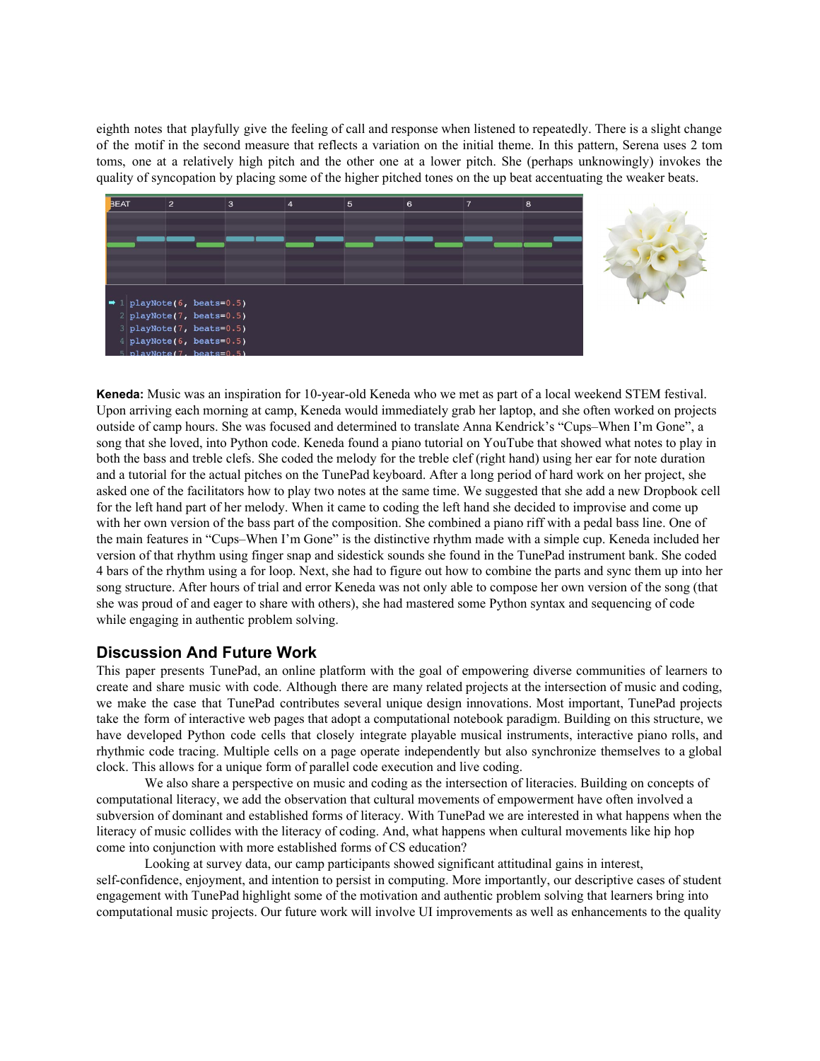eighth notes that playfully give the feeling of call and response when listened to repeatedly. There is a slight change of the motif in the second measure that reflects a variation on the initial theme. In this pattern, Serena uses 2 tom toms, one at a relatively high pitch and the other one at a lower pitch. She (perhaps unknowingly) invokes the quality of syncopation by placing some of the higher pitched tones on the up beat accentuating the weaker beats.

**Keneda:** Music was an inspiration for 10-year-old Keneda who we met as part of a local weekend STEM festival. Upon arriving each morning at camp, Keneda would immediately grab her laptop, and she often worked on projects outside of camp hours. She was focused and determined to translate Anna Kendrick's "Cups–When I'm Gone", a song that she loved, into Python code. Keneda found a piano tutorial on YouTube that showed what notes to play in both the bass and treble clefs. She coded the melody for the treble clef (right hand) using her ear for note duration and a tutorial for the actual pitches on the TunePad keyboard. After a long period of hard work on her project, she asked one of the facilitators how to play two notes at the same time. We suggested that she add a new Dropbook cell for the left hand part of her melody. When it came to coding the left hand she decided to improvise and come up with her own version of the bass part of the composition. She combined a piano riff with a pedal bass line. One of the main features in "Cups–When I'm Gone" is the distinctive rhythm made with a simple cup. Keneda included her version of that rhythm using finger snap and sidestick sounds she found in the TunePad instrument bank. She coded 4 bars of the rhythm using a for loop. Next, she had to figure out how to combine the parts and sync them up into her song structure. After hours of trial and error Keneda was not only able to compose her own version of the song (that she was proud of and eager to share with others), she had mastered some Python syntax and sequencing of code while engaging in authentic problem solving.

## Discussion And Future Work

This paper presents TunePad, an online platform with the goal of empowering diverse communities of learners to create and share music with code. Although there are many related projects at the intersection of music and coding, we make the case that TunePad contributes several unique design innovations. Most important, TunePad projects take the form of interactive web pages that adopt a computational notebook paradigm. Building on this structure, we have developed Python code cells that closely integrate playable musical instruments, interactive piano rolls, and rhythmic code tracing. Multiple cells on a page operate independently but also synchronize themselves to a global clock. This allows for a unique form of parallel code execution and live coding.

We also share a perspective on music and coding as the intersection of literacies. Building on concepts of computational literacy, we add the observation that cultural movements of empowerment have often involved a subversion of dominant and established forms of literacy. With TunePad we are interested in what happens when the literacy of music collides with the literacy of coding. And, what happens when cultural movements like hip hop come into conjunction with more established forms of CS education?

Looking at survey data, our camp participants showed significant attitudinal gains in interest, self-confidence, enjoyment, and intention to persist in computing. More importantly, our descriptive cases of student engagement with TunePad highlight some of the motivation and authentic problem solving that learners bring into computational music projects. Our future work will involve UI improvements as well as enhancements to the quality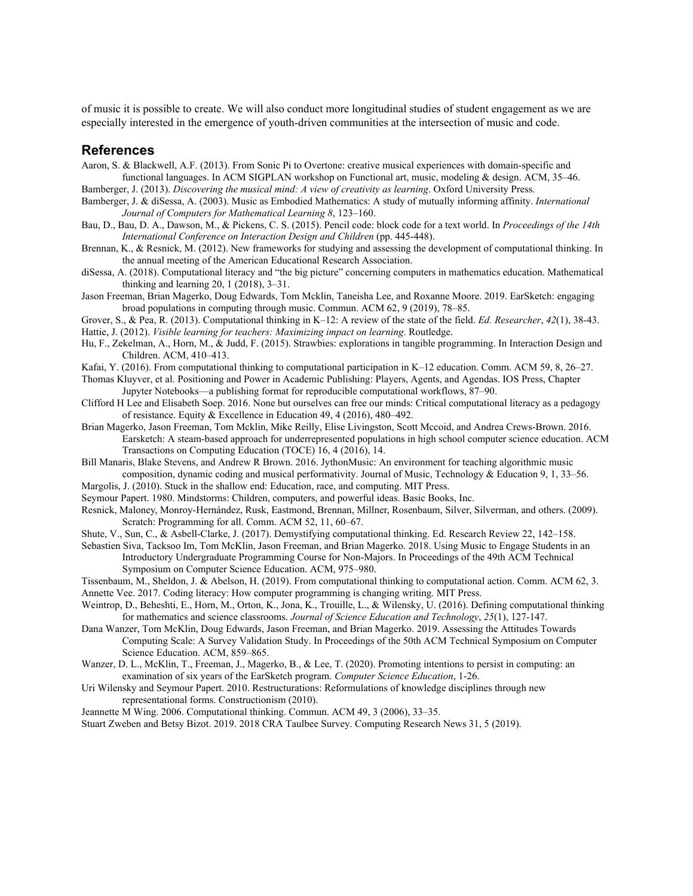of music it is possible to create. We will also conduct more longitudinal studies of student engagement as we are especially interested in the emergence of youth-driven communities at the intersection of music and code.

## References

Aaron, S. & Blackwell, A.F. (2013). From Sonic Pi to Overtone: creative musical experiences with domain-specific and functional languages. In ACM SIGPLAN workshop on Functional art, music, modeling & design. ACM, 35–46.

Bamberger, J. (2013). *Discovering the musical mind: A view of creativity as learning*. Oxford University Press.

Bamberger, J. & diSessa, A. (2003). Music as Embodied Mathematics: A study of mutually informing affinity. *International Journal of Computers for Mathematical Learning 8*, 123–160.

Bau, D., Bau, D. A., Dawson, M., & Pickens, C. S. (2015). Pencil code: block code for a text world. In *Proceedings of the 14th International Conference on Interaction Design and Children* (pp. 445-448).

Brennan, K., & Resnick, M. (2012). New frameworks for studying and assessing the development of computational thinking. In the annual meeting of the American Educational Research Association.

diSessa, A. (2018). Computational literacy and "the big picture" concerning computers in mathematics education. Mathematical thinking and learning 20, 1 (2018), 3–31.

Jason Freeman, Brian Magerko, Doug Edwards, Tom Mcklin, Taneisha Lee, and Roxanne Moore. 2019. EarSketch: engaging broad populations in computing through music. Commun. ACM 62, 9 (2019), 78–85.

Grover, S., & Pea, R. (2013). Computational thinking in K–12: A review of the state of the field. *Ed. Researcher*, *42*(1), 38-43.

Hattie, J. (2012). *Visible learning for teachers: Maximizing impact on learning*. Routledge.

Hu, F., Zekelman, A., Horn, M., & Judd, F. (2015). Strawbies: explorations in tangible programming. In Interaction Design and Children. ACM, 410–413.

Kafai, Y. (2016). From computational thinking to computational participation in K–12 education. Comm. ACM 59, 8, 26–27.

Thomas Kluyver, et al. Positioning and Power in Academic Publishing: Players, Agents, and Agendas. IOS Press, Chapter Jupyter Notebooks—a publishing format for reproducible computational workflows, 87–90.

Clifford H Lee and Elisabeth Soep. 2016. None but ourselves can free our minds: Critical computational literacy as a pedagogy of resistance. Equity & Excellence in Education 49, 4 (2016), 480–492.

Brian Magerko, Jason Freeman, Tom Mcklin, Mike Reilly, Elise Livingston, Scott Mccoid, and Andrea Crews-Brown. 2016. Earsketch: A steam-based approach for underrepresented populations in high school computer science education. ACM Transactions on Computing Education (TOCE) 16, 4 (2016), 14.

Bill Manaris, Blake Stevens, and Andrew R Brown. 2016. JythonMusic: An environment for teaching algorithmic music composition, dynamic coding and musical performativity. Journal of Music, Technology & Education 9, 1, 33–56.

Margolis, J. (2010). Stuck in the shallow end: Education, race, and computing. MIT Press.

Seymour Papert. 1980. Mindstorms: Children, computers, and powerful ideas. Basic Books, Inc.

Resnick, Maloney, Monroy-Hernández, Rusk, Eastmond, Brennan, Millner, Rosenbaum, Silver, Silverman, and others. (2009). Scratch: Programming for all. Comm. ACM 52, 11, 60–67.

Shute, V., Sun, C., & Asbell-Clarke, J. (2017). Demystifying computational thinking. Ed. Research Review 22, 142–158.

Sebastien Siva, Tacksoo Im, Tom McKlin, Jason Freeman, and Brian Magerko. 2018. Using Music to Engage Students in an Introductory Undergraduate Programming Course for Non-Majors. In Proceedings of the 49th ACM Technical Symposium on Computer Science Education. ACM, 975–980.

Tissenbaum, M., Sheldon, J. & Abelson, H. (2019). From computational thinking to computational action. Comm. ACM 62, 3.

Annette Vee. 2017. Coding literacy: How computer programming is changing writing. MIT Press.

Weintrop, D., Beheshti, E., Horn, M., Orton, K., Jona, K., Trouille, L., & Wilensky, U. (2016). Defining computational thinking for mathematics and science classrooms. *Journal of Science Education and Technology*, *25*(1), 127-147.

Dana Wanzer, Tom McKlin, Doug Edwards, Jason Freeman, and Brian Magerko. 2019. Assessing the Attitudes Towards Computing Scale: A Survey Validation Study. In Proceedings of the 50th ACM Technical Symposium on Computer Science Education. ACM, 859–865.

Wanzer, D. L., McKlin, T., Freeman, J., Magerko, B., & Lee, T. (2020). Promoting intentions to persist in computing: an examination of six years of the EarSketch program. *Computer Science Education*, 1-26.

Uri Wilensky and Seymour Papert. 2010. Restructurations: Reformulations of knowledge disciplines through new representational forms. Constructionism (2010).

Jeannette M Wing. 2006. Computational thinking. Commun. ACM 49, 3 (2006), 33–35.

Stuart Zweben and Betsy Bizot. 2019. 2018 CRA Taulbee Survey. Computing Research News 31, 5 (2019).